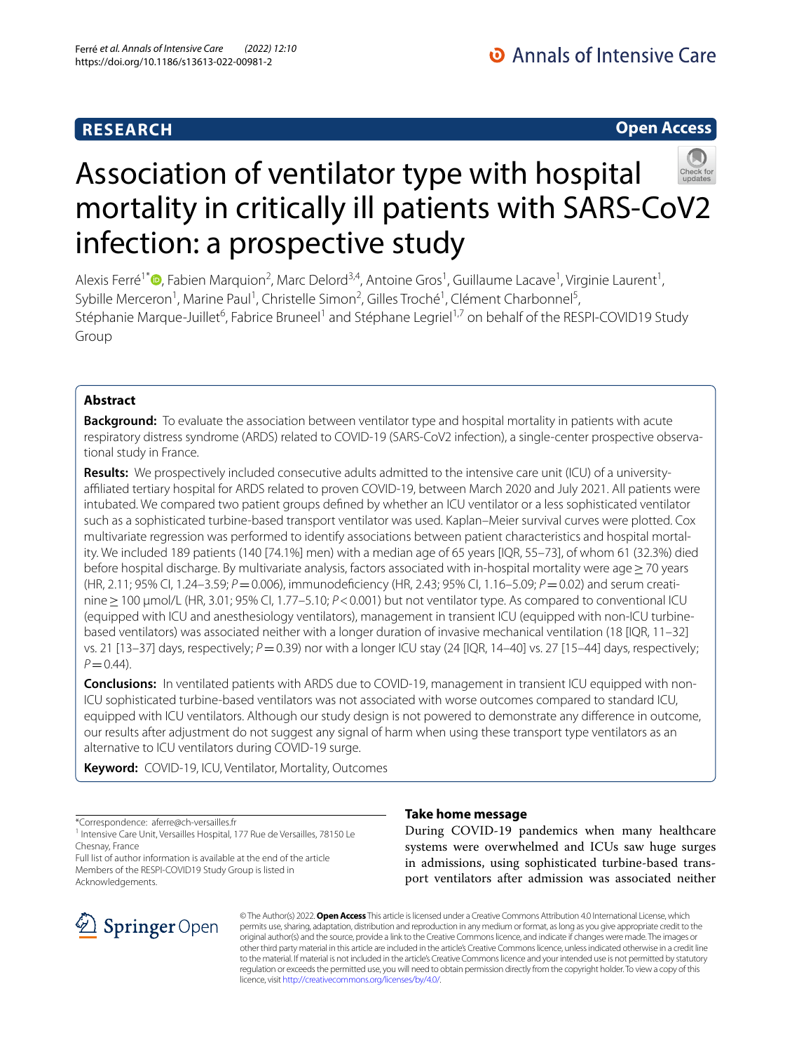**RESEARCH** **Open Access**

# Association of ventilator type with hospital mortality in critically ill patients with SARS-CoV2 infection: a prospective study

Alexis Ferré[1*], Fabien Marquion[2], Marc Delord[3,4], Antoine Gros[1], Guillaume Lacave[1], Virginie Laurent[1], Sybille Merceron[1], Marine Paul[1], Christelle Simon[2], Gilles Troché[1], Clément Charbonnel[5], Stéphanie Marque-Juillet[6], Fabrice Bruneel[1] and Stéphane Legriel[1,7] on behalf of the RESPI-COVID19 Study Group

## Abstract

**Background:** To evaluate the association between ventilator type and hospital mortality in patients with acute respiratory distress syndrome (ARDS) related to COVID-19 (SARS-CoV2 infection), a single-center prospective observational study in France.

**Results:** We prospectively included consecutive adults admitted to the intensive care unit (ICU) of a university-affiliated tertiary hospital for ARDS related to proven COVID-19, between March 2020 and July 2021. All patients were intubated. We compared two patient groups defined by whether an ICU ventilator or a less sophisticated ventilator such as a sophisticated turbine-based transport ventilator was used. Kaplan–Meier survival curves were plotted. Cox multivariate regression was performed to identify associations between patient characteristics and hospital mortality. We included 189 patients (140 [74.1%] men) with a median age of 65 years [IQR, 55–73], of whom 61 (32.3%) died before hospital discharge. By multivariate analysis, factors associated with in-hospital mortality were age ≥ 70 years (HR, 2.11; 95% CI, 1.24–3.59; $P = 0.006$), immunodeficiency (HR, 2.43; 95% CI, 1.16–5.09; $P = 0.02$) and serum creatinine ≥ 100 µmol/L (HR, 3.01; 95% CI, 1.77–5.10; $P < 0.001$) but not ventilator type. As compared to conventional ICU (equipped with ICU and anesthesiology ventilators), management in transient ICU (equipped with non-ICU turbine-based ventilators) was associated neither with a longer duration of invasive mechanical ventilation (18 [IQR, 11–32] vs. 21 [13–37] days, respectively; $P = 0.39$) nor with a longer ICU stay (24 [IQR, 14–40] vs. 27 [15–44] days, respectively; $P = 0.44$).

**Conclusions:** In ventilated patients with ARDS due to COVID-19, management in transient ICU equipped with non-ICU sophisticated turbine-based ventilators was not associated with worse outcomes compared to standard ICU, equipped with ICU ventilators. Although our study design is not powered to demonstrate any difference in outcome, our results after adjustment do not suggest any signal of harm when using these transport type ventilators as an alternative to ICU ventilators during COVID-19 surge.

**Keyword:** COVID-19, ICU, Ventilator, Mortality, Outcomes

*Correspondence: aferre@ch-versailles.fr
[1] Intensive Care Unit, Versailles Hospital, 177 Rue de Versailles, 78150 Le Chesnay, France
Full list of author information is available at the end of the article
Members of the RESPI-COVID19 Study Group is listed in Acknowledgements.

## Take home message

During COVID-19 pandemics when many healthcare systems were overwhelmed and ICUs saw huge surges in admissions, using sophisticated turbine-based transport ventilators after admission was associated neither

© The Author(s) 2022. **Open Access** This article is licensed under a Creative Commons Attribution 4.0 International License, which permits use, sharing, adaptation, distribution and reproduction in any medium or format, as long as you give appropriate credit to the original author(s) and the source, provide a link to the Creative Commons licence, and indicate if changes were made. The images or other third party material in this article are included in the article's Creative Commons licence, unless indicated otherwise in a credit line to the material. If material is not included in the article's Creative Commons licence and your intended use is not permitted by statutory regulation or exceeds the permitted use, you will need to obtain permission directly from the copyright holder. To view a copy of this licence, visit http://creativecommons.org/licenses/by/4.0/.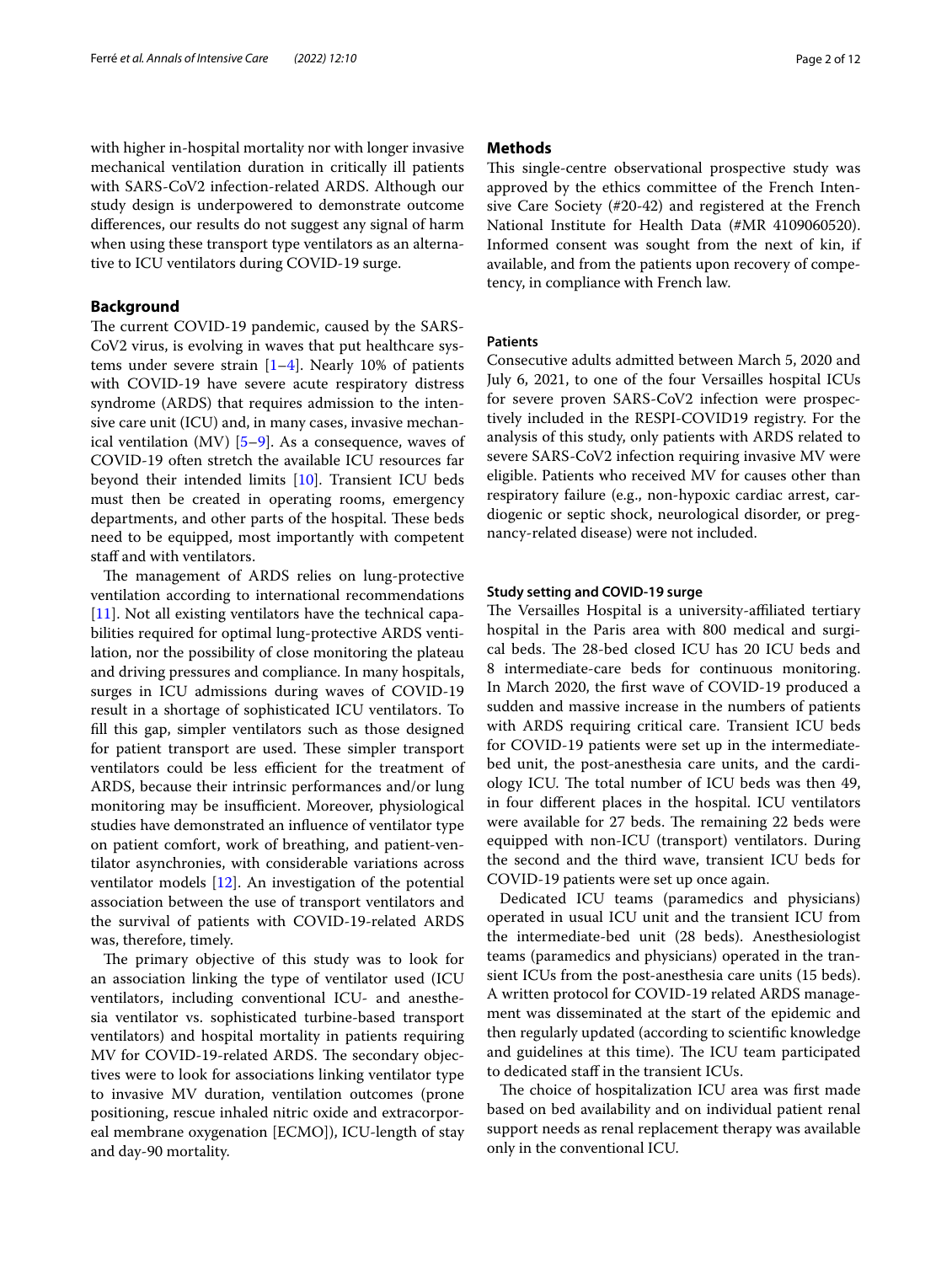with higher in-hospital mortality nor with longer invasive mechanical ventilation duration in critically ill patients with SARS-CoV2 infection-related ARDS. Although our study design is underpowered to demonstrate outcome differences, our results do not suggest any signal of harm when using these transport type ventilators as an alternative to ICU ventilators during COVID-19 surge.

## Background

The current COVID-19 pandemic, caused by the SARS-CoV2 virus, is evolving in waves that put healthcare systems under severe strain [1–4]. Nearly 10% of patients with COVID-19 have severe acute respiratory distress syndrome (ARDS) that requires admission to the intensive care unit (ICU) and, in many cases, invasive mechanical ventilation (MV) [5–9]. As a consequence, waves of COVID-19 often stretch the available ICU resources far beyond their intended limits [10]. Transient ICU beds must then be created in operating rooms, emergency departments, and other parts of the hospital. These beds need to be equipped, most importantly with competent staff and with ventilators.

The management of ARDS relies on lung-protective ventilation according to international recommendations [11]. Not all existing ventilators have the technical capabilities required for optimal lung-protective ARDS ventilation, nor the possibility of close monitoring the plateau and driving pressures and compliance. In many hospitals, surges in ICU admissions during waves of COVID-19 result in a shortage of sophisticated ICU ventilators. To fill this gap, simpler ventilators such as those designed for patient transport are used. These simpler transport ventilators could be less efficient for the treatment of ARDS, because their intrinsic performances and/or lung monitoring may be insufficient. Moreover, physiological studies have demonstrated an influence of ventilator type on patient comfort, work of breathing, and patient-ventilator asynchronies, with considerable variations across ventilator models [12]. An investigation of the potential association between the use of transport ventilators and the survival of patients with COVID-19-related ARDS was, therefore, timely.

The primary objective of this study was to look for an association linking the type of ventilator used (ICU ventilators, including conventional ICU- and anesthesia ventilator vs. sophisticated turbine-based transport ventilators) and hospital mortality in patients requiring MV for COVID-19-related ARDS. The secondary objectives were to look for associations linking ventilator type to invasive MV duration, ventilation outcomes (prone positioning, rescue inhaled nitric oxide and extracorporeal membrane oxygenation [ECMO]), ICU-length of stay and day-90 mortality.

## Methods

This single-centre observational prospective study was approved by the ethics committee of the French Intensive Care Society (#20-42) and registered at the French National Institute for Health Data (#MR 4109060520). Informed consent was sought from the next of kin, if available, and from the patients upon recovery of competency, in compliance with French law.

### Patients

Consecutive adults admitted between March 5, 2020 and July 6, 2021, to one of the four Versailles hospital ICUs for severe proven SARS-CoV2 infection were prospectively included in the RESPI-COVID19 registry. For the analysis of this study, only patients with ARDS related to severe SARS-CoV2 infection requiring invasive MV were eligible. Patients who received MV for causes other than respiratory failure (e.g., non-hypoxic cardiac arrest, cardiogenic or septic shock, neurological disorder, or pregnancy-related disease) were not included.

### Study setting and COVID-19 surge

The Versailles Hospital is a university-affiliated tertiary hospital in the Paris area with 800 medical and surgical beds. The 28-bed closed ICU has 20 ICU beds and 8 intermediate-care beds for continuous monitoring. In March 2020, the first wave of COVID-19 produced a sudden and massive increase in the numbers of patients with ARDS requiring critical care. Transient ICU beds for COVID-19 patients were set up in the intermediate-bed unit, the post-anesthesia care units, and the cardiology ICU. The total number of ICU beds was then 49, in four different places in the hospital. ICU ventilators were available for 27 beds. The remaining 22 beds were equipped with non-ICU (transport) ventilators. During the second and the third wave, transient ICU beds for COVID-19 patients were set up once again.

Dedicated ICU teams (paramedics and physicians) operated in usual ICU unit and the transient ICU from the intermediate-bed unit (28 beds). Anesthesiologist teams (paramedics and physicians) operated in the transient ICUs from the post-anesthesia care units (15 beds). A written protocol for COVID-19 related ARDS management was disseminated at the start of the epidemic and then regularly updated (according to scientific knowledge and guidelines at this time). The ICU team participated to dedicated staff in the transient ICUs.

The choice of hospitalization ICU area was first made based on bed availability and on individual patient renal support needs as renal replacement therapy was available only in the conventional ICU.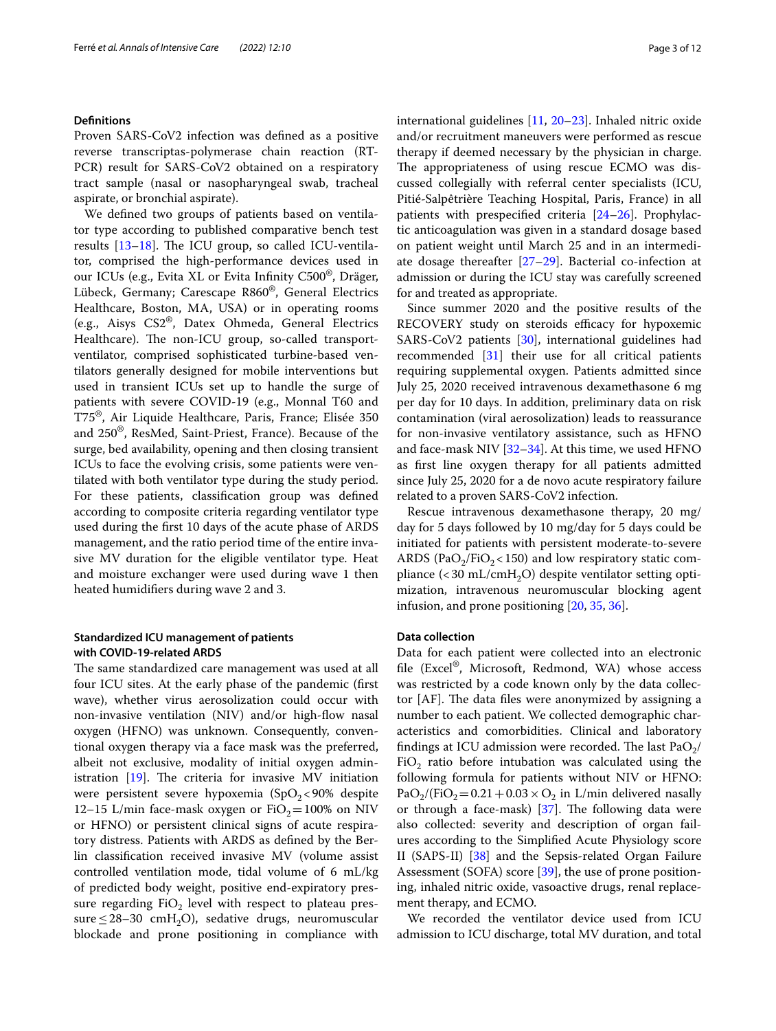### Definitions

Proven SARS-CoV2 infection was defined as a positive reverse transcriptas-polymerase chain reaction (RT-PCR) result for SARS-CoV2 obtained on a respiratory tract sample (nasal or nasopharyngeal swab, tracheal aspirate, or bronchial aspirate).

We defined two groups of patients based on ventilator type according to published comparative bench test results [13–18]. The ICU group, so called ICU-ventilator, comprised the high-performance devices used in our ICUs (e.g., Evita XL or Evita Infinity C500®, Dräger, Lübeck, Germany; Carescape R860®, General Electrics Healthcare, Boston, MA, USA) or in operating rooms (e.g., Aisys CS2®, Datex Ohmeda, General Electrics Healthcare). The non-ICU group, so-called transport-ventilator, comprised sophisticated turbine-based ventilators generally designed for mobile interventions but used in transient ICUs set up to handle the surge of patients with severe COVID-19 (e.g., Monnal T60 and T75®, Air Liquide Healthcare, Paris, France; Elisée 350 and 250®, ResMed, Saint-Priest, France). Because of the surge, bed availability, opening and then closing transient ICUs to face the evolving crisis, some patients were ventilated with both ventilator type during the study period. For these patients, classification group was defined according to composite criteria regarding ventilator type used during the first 10 days of the acute phase of ARDS management, and the ratio period time of the entire invasive MV duration for the eligible ventilator type. Heat and moisture exchanger were used during wave 1 then heated humidifiers during wave 2 and 3.

### Standardized ICU management of patients with COVID-19-related ARDS

The same standardized care management was used at all four ICU sites. At the early phase of the pandemic (first wave), whether virus aerosolization could occur with non-invasive ventilation (NIV) and/or high-flow nasal oxygen (HFNO) was unknown. Consequently, conventional oxygen therapy via a face mask was the preferred, albeit not exclusive, modality of initial oxygen administration [19]. The criteria for invasive MV initiation were persistent severe hypoxemia ($SpO_2 < 90\%$ despite 12–15 L/min face-mask oxygen or $FiO_2 = 100\%$ on NIV or HFNO) or persistent clinical signs of acute respiratory distress. Patients with ARDS as defined by the Berlin classification received invasive MV (volume assist controlled ventilation mode, tidal volume of 6 mL/kg of predicted body weight, positive end-expiratory pressure regarding $FiO_2$ level with respect to plateau pressure ≤ 28–30 $cmH_2O$), sedative drugs, neuromuscular blockade and prone positioning in compliance with international guidelines [11, 20–23]. Inhaled nitric oxide and/or recruitment maneuvers were performed as rescue therapy if deemed necessary by the physician in charge. The appropriateness of using rescue ECMO was discussed collegially with referral center specialists (ICU, Pitié-Salpêtrière Teaching Hospital, Paris, France) in all patients with prespecified criteria [24–26]. Prophylactic anticoagulation was given in a standard dosage based on patient weight until March 25 and in an intermediate dosage thereafter [27–29]. Bacterial co-infection at admission or during the ICU stay was carefully screened for and treated as appropriate.

Since summer 2020 and the positive results of the RECOVERY study on steroids efficacy for hypoxemic SARS-CoV2 patients [30], international guidelines had recommended [31] their use for all critical patients requiring supplemental oxygen. Patients admitted since July 25, 2020 received intravenous dexamethasone 6 mg per day for 10 days. In addition, preliminary data on risk contamination (viral aerosolization) leads to reassurance for non-invasive ventilatory assistance, such as HFNO and face-mask NIV [32–34]. At this time, we used HFNO as first line oxygen therapy for all patients admitted since July 25, 2020 for a de novo acute respiratory failure related to a proven SARS-CoV2 infection.

Rescue intravenous dexamethasone therapy, 20 mg/day for 5 days followed by 10 mg/day for 5 days could be initiated for patients with persistent moderate-to-severe ARDS ($PaO_2/FiO_2 < 150$) and low respiratory static compliance (< 30 $mL/cmH_2O$) despite ventilator setting optimization, intravenous neuromuscular blocking agent infusion, and prone positioning [20, 35, 36].

### Data collection

Data for each patient were collected into an electronic file (Excel®, Microsoft, Redmond, WA) whose access was restricted by a code known only by the data collector [AF]. The data files were anonymized by assigning a number to each patient. We collected demographic characteristics and comorbidities. Clinical and laboratory findings at ICU admission were recorded. The last $PaO_2/FiO_2$ ratio before intubation was calculated using the following formula for patients without NIV or HFNO: $PaO_2/(FiO_2 = 0.21 + 0.03 \times O_2$ in L/min delivered nasally or through a face-mask) [37]. The following data were also collected: severity and description of organ failures according to the Simplified Acute Physiology score II (SAPS-II) [38] and the Sepsis-related Organ Failure Assessment (SOFA) score [39], the use of prone positioning, inhaled nitric oxide, vasoactive drugs, renal replacement therapy, and ECMO.

We recorded the ventilator device used from ICU admission to ICU discharge, total MV duration, and total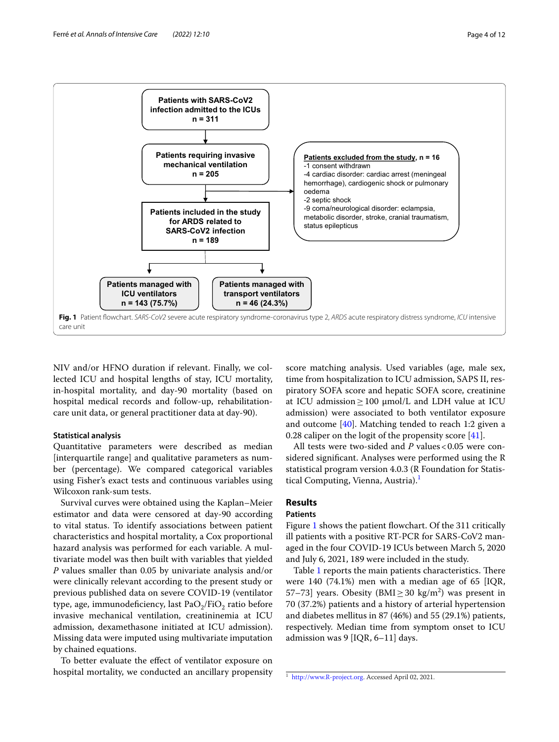Patients with SARS-CoV2 infection admitted to the ICUs
n = 311

Patients requiring invasive mechanical ventilation
n = 205

Patients excluded from the study, n = 16
-1 consent withdrawn
-4 cardiac disorder: cardiac arrest (meningeal hemorrhage), cardiogenic shock or pulmonary oedema
-2 septic shock
-9 coma/neurological disorder: eclampsia, metabolic disorder, stroke, cranial traumatism, status epilepticus

Patients included in the study for ARDS related to SARS-CoV2 infection
n = 189

Patients managed with ICU ventilators
n = 143 (75.7%)

Patients managed with transport ventilators
n = 46 (24.3%)

**Fig. 1** Patient flowchart. *SARS-CoV2* severe acute respiratory syndrome-coronavirus type 2, *ARDS* acute respiratory distress syndrome, *ICU* intensive care unit

NIV and/or HFNO duration if relevant. Finally, we collected ICU and hospital lengths of stay, ICU mortality, in-hospital mortality, and day-90 mortality (based on hospital medical records and follow-up, rehabilitation-care unit data, or general practitioner data at day-90).

### Statistical analysis

Quantitative parameters were described as median [interquartile range] and qualitative parameters as number (percentage). We compared categorical variables using Fisher's exact tests and continuous variables using Wilcoxon rank-sum tests.

Survival curves were obtained using the Kaplan–Meier estimator and data were censored at day-90 according to vital status. To identify associations between patient characteristics and hospital mortality, a Cox proportional hazard analysis was performed for each variable. A multivariate model was then built with variables that yielded *P* values smaller than 0.05 by univariate analysis and/or were clinically relevant according to the present study or previous published data on severe COVID-19 (ventilator type, age, immunodeficiency, last $PaO_2/FiO_2$ ratio before invasive mechanical ventilation, creatininemia at ICU admission, dexamethasone initiated at ICU admission). Missing data were imputed using multivariate imputation by chained equations.

To better evaluate the effect of ventilator exposure on hospital mortality, we conducted an ancillary propensity score matching analysis. Used variables (age, male sex, time from hospitalization to ICU admission, SAPS II, respiratory SOFA score and hepatic SOFA score, creatinine at ICU admission ≥ 100 µmol/L and LDH value at ICU admission) were associated to both ventilator exposure and outcome [40]. Matching tended to reach 1:2 given a 0.28 caliper on the logit of the propensity score [41].

All tests were two-sided and *P* values < 0.05 were considered significant. Analyses were performed using the R statistical program version 4.0.3 (R Foundation for Statistical Computing, Vienna, Austria).[1]

## Results

### Patients

Figure 1 shows the patient flowchart. Of the 311 critically ill patients with a positive RT-PCR for SARS-CoV2 managed in the four COVID-19 ICUs between March 5, 2020 and July 6, 2021, 189 were included in the study.

Table 1 reports the main patients characteristics. There were 140 (74.1%) men with a median age of 65 [IQR, 57–73] years. Obesity (BMI ≥ 30 kg/m$^2$) was present in 70 (37.2%) patients and a history of arterial hypertension and diabetes mellitus in 87 (46%) and 55 (29.1%) patients, respectively. Median time from symptom onset to ICU admission was 9 [IQR, 6–11] days.

[1] http://www.R-project.org. Accessed April 02, 2021.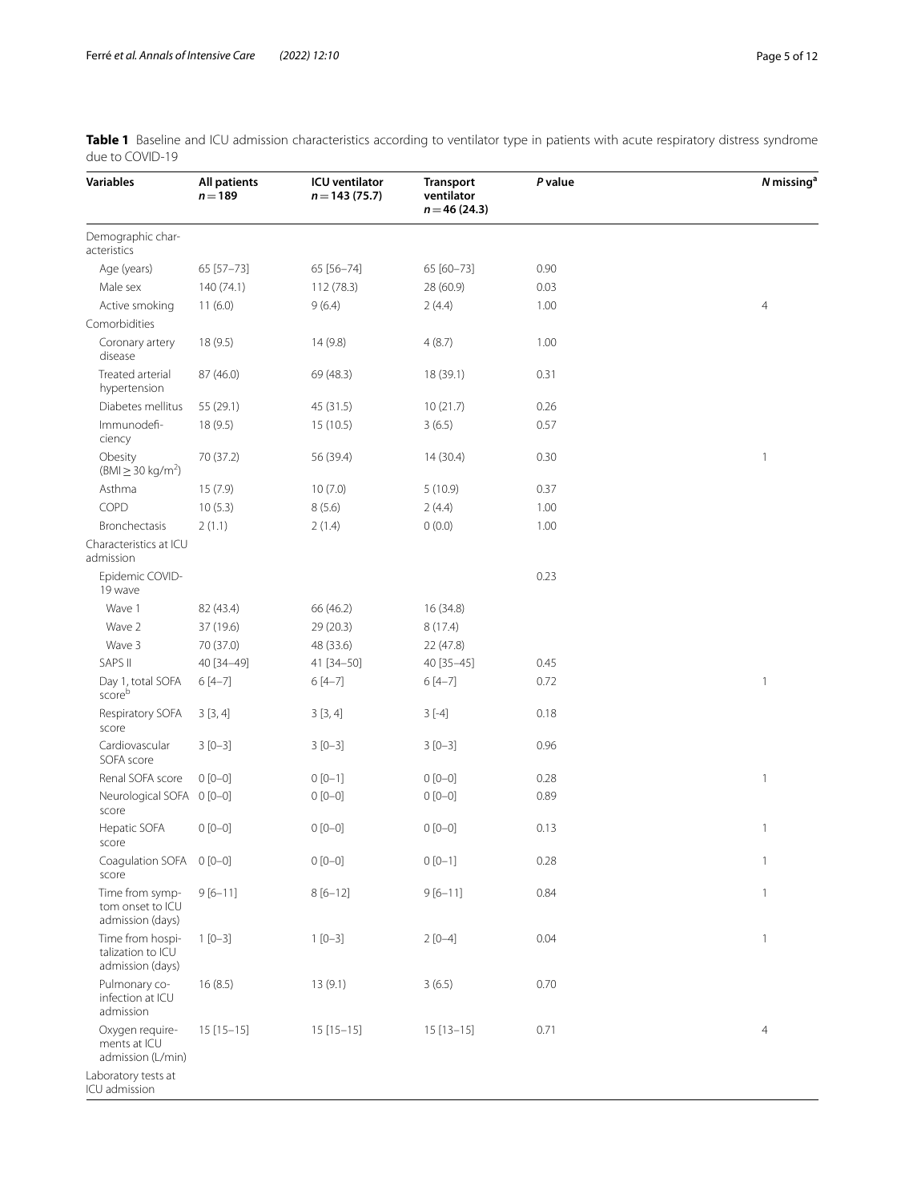**Table 1** Baseline and ICU admission characteristics according to ventilator type in patients with acute respiratory distress syndrome due to COVID-19

| Variables | All patients $n=189$ | ICU ventilator $n=143$ (75.7) | Transport ventilator $n=46$ (24.3) | *P* value | *N* missing[a] |
|---|---|---|---|---|---|
| Demographic characteristics | | | | | |
| Age (years) | 65 [57–73] | 65 [56–74] | 65 [60–73] | 0.90 | |
| Male sex | 140 (74.1) | 112 (78.3) | 28 (60.9) | 0.03 | |
| Active smoking | 11 (6.0) | 9 (6.4) | 2 (4.4) | 1.00 | 4 |
| Comorbidities | | | | | |
| Coronary artery disease | 18 (9.5) | 14 (9.8) | 4 (8.7) | 1.00 | |
| Treated arterial hypertension | 87 (46.0) | 69 (48.3) | 18 (39.1) | 0.31 | |
| Diabetes mellitus | 55 (29.1) | 45 (31.5) | 10 (21.7) | 0.26 | |
| Immunodeficiency | 18 (9.5) | 15 (10.5) | 3 (6.5) | 0.57 | |
| Obesity (BMI ≥ 30 kg/m$^2$) | 70 (37.2) | 56 (39.4) | 14 (30.4) | 0.30 | 1 |
| Asthma | 15 (7.9) | 10 (7.0) | 5 (10.9) | 0.37 | |
| COPD | 10 (5.3) | 8 (5.6) | 2 (4.4) | 1.00 | |
| Bronchectasis | 2 (1.1) | 2 (1.4) | 0 (0.0) | 1.00 | |
| Characteristics at ICU admission | | | | | |
| Epidemic COVID-19 wave | | | | 0.23 | |
| Wave 1 | 82 (43.4) | 66 (46.2) | 16 (34.8) | | |
| Wave 2 | 37 (19.6) | 29 (20.3) | 8 (17.4) | | |
| Wave 3 | 70 (37.0) | 48 (33.6) | 22 (47.8) | | |
| SAPS II | 40 [34–49] | 41 [34–50] | 40 [35–45] | 0.45 | |
| Day 1, total SOFA score[b] | 6 [4–7] | 6 [4–7] | 6 [4–7] | 0.72 | 1 |
| Respiratory SOFA score | 3 [3, 4] | 3 [3, 4] | 3 [-4] | 0.18 | |
| Cardiovascular SOFA score | 3 [0–3] | 3 [0–3] | 3 [0–3] | 0.96 | |
| Renal SOFA score | 0 [0–0] | 0 [0–1] | 0 [0–0] | 0.28 | 1 |
| Neurological SOFA score | 0 [0–0] | 0 [0–0] | 0 [0–0] | 0.89 | |
| Hepatic SOFA score | 0 [0–0] | 0 [0–0] | 0 [0–0] | 0.13 | 1 |
| Coagulation SOFA score | 0 [0–0] | 0 [0–0] | 0 [0–1] | 0.28 | 1 |
| Time from symptom onset to ICU admission (days) | 9 [6–11] | 8 [6–12] | 9 [6–11] | 0.84 | 1 |
| Time from hospitalization to ICU admission (days) | 1 [0–3] | 1 [0–3] | 2 [0–4] | 0.04 | 1 |
| Pulmonary co-infection at ICU admission | 16 (8.5) | 13 (9.1) | 3 (6.5) | 0.70 | |
| Oxygen requirements at ICU admission (L/min) | 15 [15–15] | 15 [15–15] | 15 [13–15] | 0.71 | 4 |
| Laboratory tests at ICU admission | | | | | |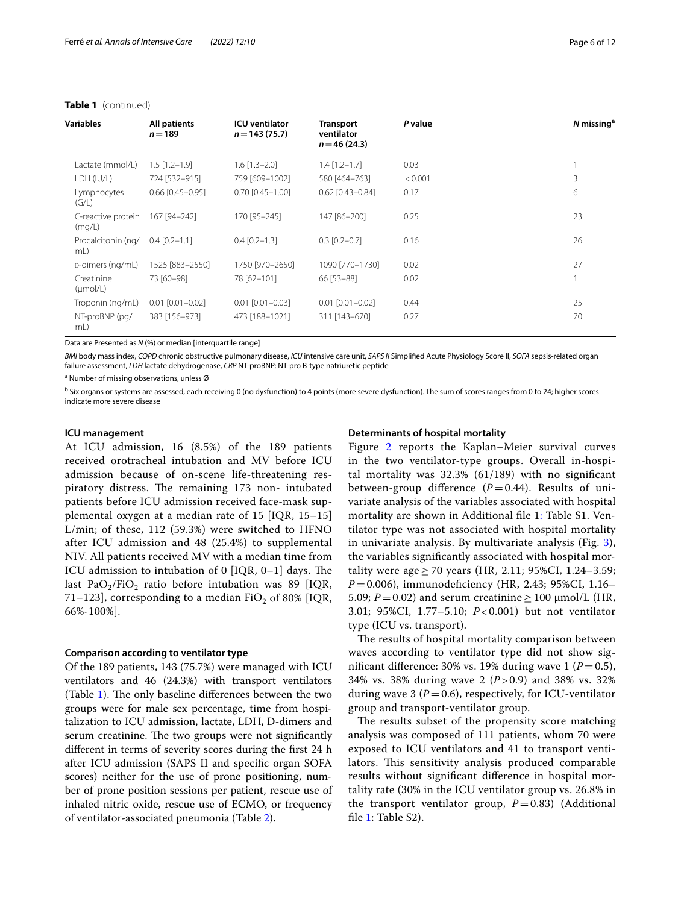**Table 1** (continued)

| Variables | All patients $n=189$ | ICU ventilator $n=143$ (75.7) | Transport ventilator $n=46$ (24.3) | *P* value | *N* missing[a] |
|---|---|---|---|---|---|
| Lactate (mmol/L) | 1.5 [1.2–1.9] | 1.6 [1.3–2.0] | 1.4 [1.2–1.7] | 0.03 | 1 |
| LDH (IU/L) | 724 [532–915] | 759 [609–1002] | 580 [464–763] | <0.001 | 3 |
| Lymphocytes (G/L) | 0.66 [0.45–0.95] | 0.70 [0.45–1.00] | 0.62 [0.43–0.84] | 0.17 | 6 |
| C-reactive protein (mg/L) | 167 [94–242] | 170 [95–245] | 147 [86–200] | 0.25 | 23 |
| Procalcitonin (ng/mL) | 0.4 [0.2–1.1] | 0.4 [0.2–1.3] | 0.3 [0.2–0.7] | 0.16 | 26 |
| D-dimers (ng/mL) | 1525 [883–2550] | 1750 [970–2650] | 1090 [770–1730] | 0.02 | 27 |
| Creatinine (μmol/L) | 73 [60–98] | 78 [62–101] | 66 [53–88] | 0.02 | 1 |
| Troponin (ng/mL) | 0.01 [0.01–0.02] | 0.01 [0.01–0.03] | 0.01 [0.01–0.02] | 0.44 | 25 |
| NT-proBNP (pg/mL) | 383 [156–973] | 473 [188–1021] | 311 [143–670] | 0.27 | 70 |

Data are Presented as *N* (%) or median [interquartile range]

*BMI* body mass index, *COPD* chronic obstructive pulmonary disease, *ICU* intensive care unit, *SAPS II* Simplified Acute Physiology Score II, *SOFA* sepsis-related organ failure assessment, *LDH* lactate dehydrogenase, *CRP* NT-proBNP: NT-pro B-type natriuretic peptide

[a] Number of missing observations, unless Ø

[b] Six organs or systems are assessed, each receiving 0 (no dysfunction) to 4 points (more severe dysfunction). The sum of scores ranges from 0 to 24; higher scores indicate more severe disease

### ICU management

At ICU admission, 16 (8.5%) of the 189 patients received orotracheal intubation and MV before ICU admission because of on-scene life-threatening respiratory distress. The remaining 173 non- intubated patients before ICU admission received face-mask supplemental oxygen at a median rate of 15 [IQR, 15–15] L/min; of these, 112 (59.3%) were switched to HFNO after ICU admission and 48 (25.4%) to supplemental NIV. All patients received MV with a median time from ICU admission to intubation of 0 [IQR, 0–1] days. The last $PaO_2/FiO_2$ ratio before intubation was 89 [IQR, 71–123], corresponding to a median $FiO_2$ of 80% [IQR, 66%-100%].

### Comparison according to ventilator type

Of the 189 patients, 143 (75.7%) were managed with ICU ventilators and 46 (24.3%) with transport ventilators (Table 1). The only baseline differences between the two groups were for male sex percentage, time from hospitalization to ICU admission, lactate, LDH, D-dimers and serum creatinine. The two groups were not significantly different in terms of severity scores during the first 24 h after ICU admission (SAPS II and specific organ SOFA scores) neither for the use of prone positioning, number of prone position sessions per patient, rescue use of inhaled nitric oxide, rescue use of ECMO, or frequency of ventilator-associated pneumonia (Table 2).

### Determinants of hospital mortality

Figure 2 reports the Kaplan–Meier survival curves in the two ventilator-type groups. Overall in-hospital mortality was 32.3% (61/189) with no significant between-group difference ($P=0.44$). Results of univariate analysis of the variables associated with hospital mortality are shown in Additional file 1: Table S1. Ventilator type was not associated with hospital mortality in univariate analysis. By multivariate analysis (Fig. 3), the variables significantly associated with hospital mortality were age ≥ 70 years (HR, 2.11; 95%CI, 1.24–3.59; $P=0.006$), immunodeficiency (HR, 2.43; 95%CI, 1.16–5.09; $P=0.02$) and serum creatinine ≥ 100 μmol/L (HR, 3.01; 95%CI, 1.77–5.10; $P<0.001$) but not ventilator type (ICU vs. transport).

The results of hospital mortality comparison between waves according to ventilator type did not show significant difference: 30% vs. 19% during wave 1 ($P=0.5$), 34% vs. 38% during wave 2 ($P>0.9$) and 38% vs. 32% during wave 3 ($P=0.6$), respectively, for ICU-ventilator group and transport-ventilator group.

The results subset of the propensity score matching analysis was composed of 111 patients, whom 70 were exposed to ICU ventilators and 41 to transport ventilators. This sensitivity analysis produced comparable results without significant difference in hospital mortality rate (30% in the ICU ventilator group vs. 26.8% in the transport ventilator group, $P=0.83$) (Additional file 1: Table S2).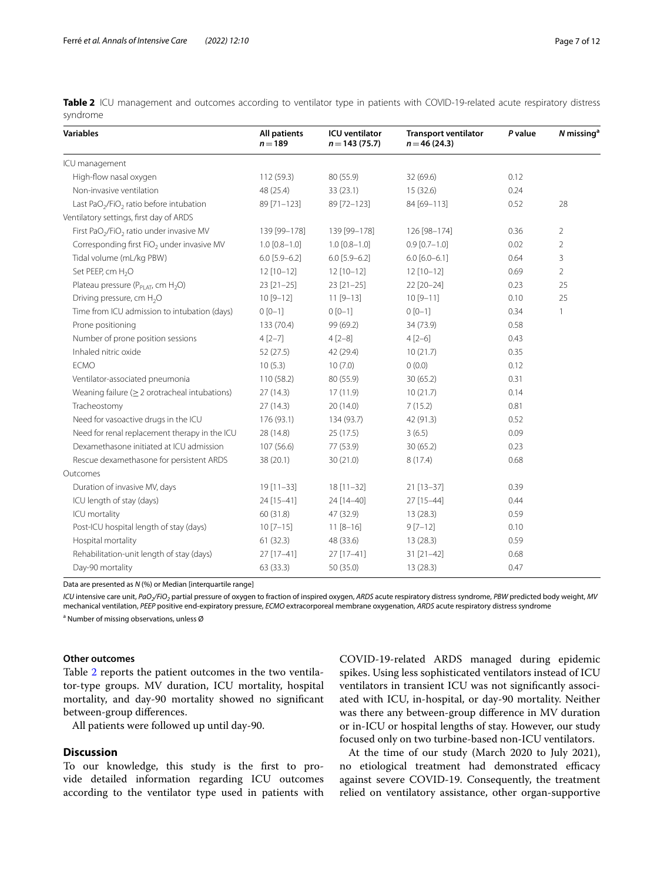**Table 2** ICU management and outcomes according to ventilator type in patients with COVID-19-related acute respiratory distress syndrome

| Variables | All patients $n = 189$ | ICU ventilator $n = 143$ (75.7) | Transport ventilator $n = 46$ (24.3) | P value | N missing[a] |
|---|---|---|---|---|---|
| ICU management | | | | | |
| High-flow nasal oxygen | 112 (59.3) | 80 (55.9) | 32 (69.6) | 0.12 | |
| Non-invasive ventilation | 48 (25.4) | 33 (23.1) | 15 (32.6) | 0.24 | |
| Last $PaO_2/FiO_2$ ratio before intubation | 89 [71–123] | 89 [72–123] | 84 [69–113] | 0.52 | 28 |
| Ventilatory settings, first day of ARDS | | | | | |
| First $PaO_2/FiO_2$ ratio under invasive MV | 139 [99–178] | 139 [99–178] | 126 [98–174] | 0.36 | 2 |
| Corresponding first $FiO_2$ under invasive MV | 1.0 [0.8–1.0] | 1.0 [0.8–1.0] | 0.9 [0.7–1.0] | 0.02 | 2 |
| Tidal volume (mL/kg PBW) | 6.0 [5.9–6.2] | 6.0 [5.9–6.2] | 6.0 [6.0–6.1] | 0.64 | 3 |
| Set PEEP, cm $H_2O$ | 12 [10–12] | 12 [10–12] | 12 [10–12] | 0.69 | 2 |
| Plateau pressure ($P_{PLAT}$, cm $H_2O$) | 23 [21–25] | 23 [21–25] | 22 [20–24] | 0.23 | 25 |
| Driving pressure, cm $H_2O$ | 10 [9–12] | 11 [9–13] | 10 [9–11] | 0.10 | 25 |
| Time from ICU admission to intubation (days) | 0 [0–1] | 0 [0–1] | 0 [0–1] | 0.34 | 1 |
| Prone positioning | 133 (70.4) | 99 (69.2) | 34 (73.9) | 0.58 | |
| Number of prone position sessions | 4 [2–7] | 4 [2–8] | 4 [2–6] | 0.43 | |
| Inhaled nitric oxide | 52 (27.5) | 42 (29.4) | 10 (21.7) | 0.35 | |
| ECMO | 10 (5.3) | 10 (7.0) | 0 (0.0) | 0.12 | |
| Ventilator-associated pneumonia | 110 (58.2) | 80 (55.9) | 30 (65.2) | 0.31 | |
| Weaning failure (≥ 2 orotracheal intubations) | 27 (14.3) | 17 (11.9) | 10 (21.7) | 0.14 | |
| Tracheostomy | 27 (14.3) | 20 (14.0) | 7 (15.2) | 0.81 | |
| Need for vasoactive drugs in the ICU | 176 (93.1) | 134 (93.7) | 42 (91.3) | 0.52 | |
| Need for renal replacement therapy in the ICU | 28 (14.8) | 25 (17.5) | 3 (6.5) | 0.09 | |
| Dexamethasone initiated at ICU admission | 107 (56.6) | 77 (53.9) | 30 (65.2) | 0.23 | |
| Rescue dexamethasone for persistent ARDS | 38 (20.1) | 30 (21.0) | 8 (17.4) | 0.68 | |
| Outcomes | | | | | |
| Duration of invasive MV, days | 19 [11–33] | 18 [11–32] | 21 [13–37] | 0.39 | |
| ICU length of stay (days) | 24 [15–41] | 24 [14–40] | 27 [15–44] | 0.44 | |
| ICU mortality | 60 (31.8) | 47 (32.9) | 13 (28.3) | 0.59 | |
| Post-ICU hospital length of stay (days) | 10 [7–15] | 11 [8–16] | 9 [7–12] | 0.10 | |
| Hospital mortality | 61 (32.3) | 48 (33.6) | 13 (28.3) | 0.59 | |
| Rehabilitation-unit length of stay (days) | 27 [17–41] | 27 [17–41] | 31 [21–42] | 0.68 | |
| Day-90 mortality | 63 (33.3) | 50 (35.0) | 13 (28.3) | 0.47 | |

Data are presented as *N* (%) or Median [interquartile range]

*ICU* intensive care unit, *$PaO_2/FiO_2$* partial pressure of oxygen to fraction of inspired oxygen, *ARDS* acute respiratory distress syndrome, *PBW* predicted body weight, *MV* mechanical ventilation, *PEEP* positive end-expiratory pressure, *ECMO* extracorporeal membrane oxygenation, *ARDS* acute respiratory distress syndrome

[a] Number of missing observations, unless Ø

### Other outcomes

Table 2 reports the patient outcomes in the two ventilator-type groups. MV duration, ICU mortality, hospital mortality, and day-90 mortality showed no significant between-group differences.

All patients were followed up until day-90.

## Discussion

To our knowledge, this study is the first to provide detailed information regarding ICU outcomes according to the ventilator type used in patients with COVID-19-related ARDS managed during epidemic spikes. Using less sophisticated ventilators instead of ICU ventilators in transient ICU was not significantly associated with ICU, in-hospital, or day-90 mortality. Neither was there any between-group difference in MV duration or in-ICU or hospital lengths of stay. However, our study focused only on two turbine-based non-ICU ventilators.

At the time of our study (March 2020 to July 2021), no etiological treatment had demonstrated efficacy against severe COVID-19. Consequently, the treatment relied on ventilatory assistance, other organ-supportive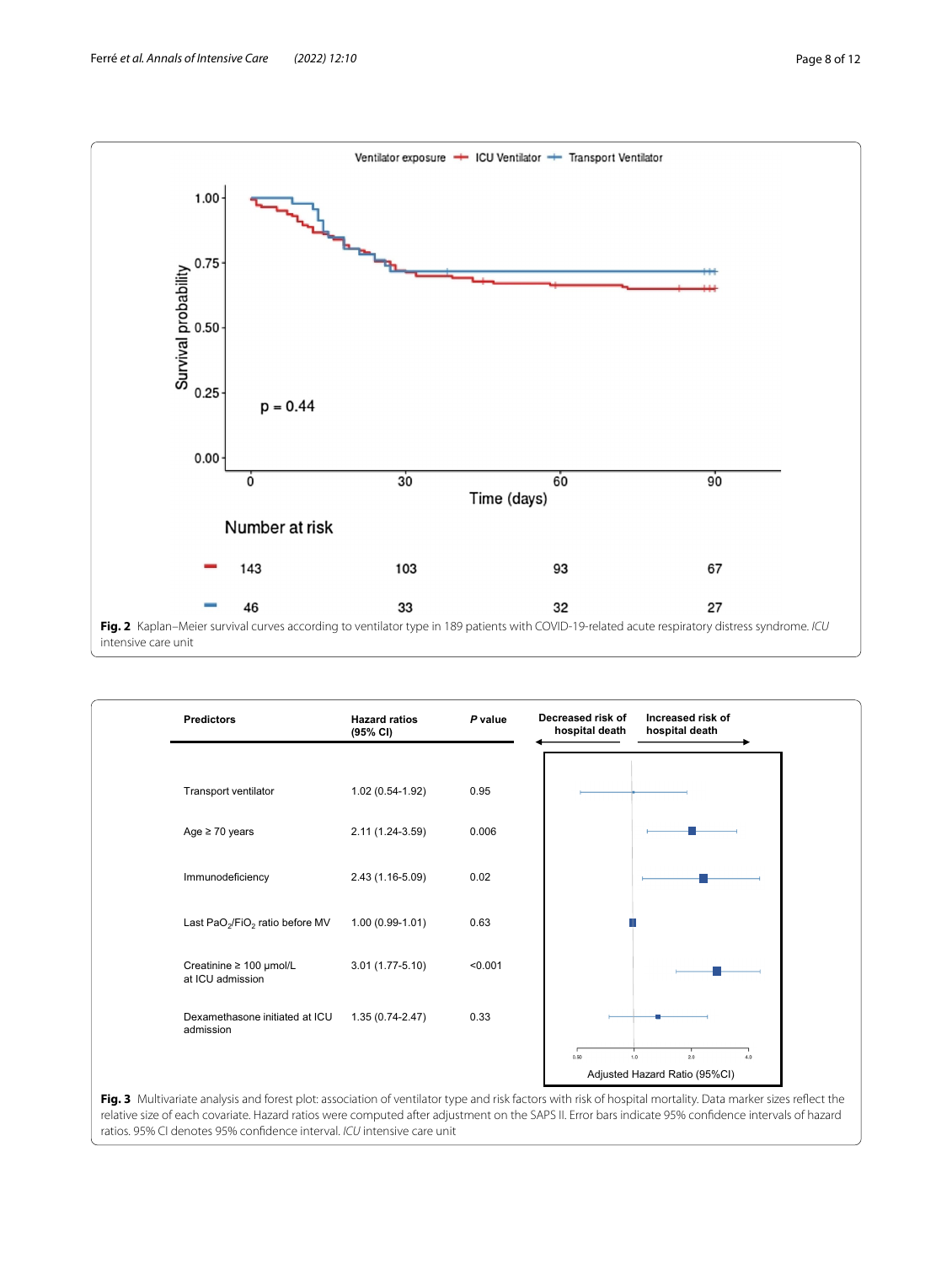Ventilator exposure: ICU Ventilator, Transport Ventilator

p = 0.44

Number at risk

| | 0 | 30 | 60 | 90 |
|---|---|---|---|---|
| ICU Ventilator | 143 | 103 | 93 | 67 |
| Transport Ventilator | 46 | 33 | 32 | 27 |

**Fig. 2** Kaplan–Meier survival curves according to ventilator type in 189 patients with COVID-19-related acute respiratory distress syndrome. *ICU* intensive care unit

| Predictors | Hazard ratios (95% CI) | *P* value |
|---|---|---|
| Transport ventilator | 1.02 (0.54-1.92) | 0.95 |
| Age ≥ 70 years | 2.11 (1.24-3.59) | 0.006 |
| Immunodeficiency | 2.43 (1.16-5.09) | 0.02 |
| Last $PaO_2/FiO_2$ ratio before MV | 1.00 (0.99-1.01) | 0.63 |
| Creatinine ≥ 100 µmol/L at ICU admission | 3.01 (1.77-5.10) | <0.001 |
| Dexamethasone initiated at ICU admission | 1.35 (0.74-2.47) | 0.33 |

**Fig. 3** Multivariate analysis and forest plot: association of ventilator type and risk factors with risk of hospital mortality. Data marker sizes reflect the relative size of each covariate. Hazard ratios were computed after adjustment on the SAPS II. Error bars indicate 95% confidence intervals of hazard ratios. 95% CI denotes 95% confidence interval. *ICU* intensive care unit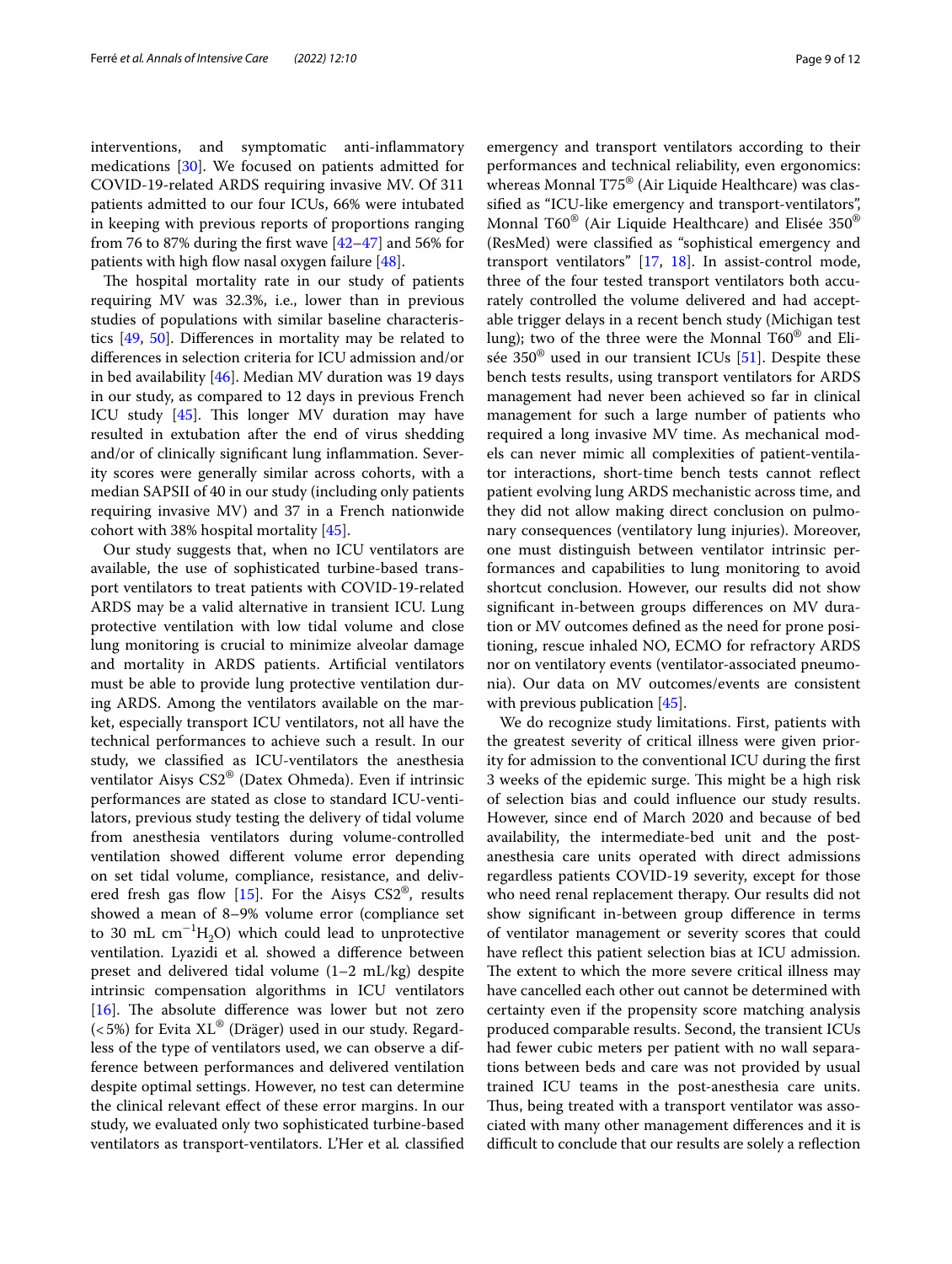interventions, and symptomatic anti-inflammatory medications [30]. We focused on patients admitted for COVID-19-related ARDS requiring invasive MV. Of 311 patients admitted to our four ICUs, 66% were intubated in keeping with previous reports of proportions ranging from 76 to 87% during the first wave [42–47] and 56% for patients with high flow nasal oxygen failure [48].

The hospital mortality rate in our study of patients requiring MV was 32.3%, i.e., lower than in previous studies of populations with similar baseline characteristics [49, 50]. Differences in mortality may be related to differences in selection criteria for ICU admission and/or in bed availability [46]. Median MV duration was 19 days in our study, as compared to 12 days in previous French ICU study [45]. This longer MV duration may have resulted in extubation after the end of virus shedding and/or of clinically significant lung inflammation. Severity scores were generally similar across cohorts, with a median SAPSII of 40 in our study (including only patients requiring invasive MV) and 37 in a French nationwide cohort with 38% hospital mortality [45].

Our study suggests that, when no ICU ventilators are available, the use of sophisticated turbine-based transport ventilators to treat patients with COVID-19-related ARDS may be a valid alternative in transient ICU. Lung protective ventilation with low tidal volume and close lung monitoring is crucial to minimize alveolar damage and mortality in ARDS patients. Artificial ventilators must be able to provide lung protective ventilation during ARDS. Among the ventilators available on the market, especially transport ICU ventilators, not all have the technical performances to achieve such a result. In our study, we classified as ICU-ventilators the anesthesia ventilator Aisys CS2® (Datex Ohmeda). Even if intrinsic performances are stated as close to standard ICU-ventilators, previous study testing the delivery of tidal volume from anesthesia ventilators during volume-controlled ventilation showed different volume error depending on set tidal volume, compliance, resistance, and delivered fresh gas flow [15]. For the Aisys CS2®, results showed a mean of 8–9% volume error (compliance set to 30 mL $cm^{-1}H_2O$) which could lead to unprotective ventilation. Lyazidi et al*.* showed a difference between preset and delivered tidal volume (1–2 mL/kg) despite intrinsic compensation algorithms in ICU ventilators [16]. The absolute difference was lower but not zero (<5%) for Evita XL® (Dräger) used in our study. Regardless of the type of ventilators used, we can observe a difference between performances and delivered ventilation despite optimal settings. However, no test can determine the clinical relevant effect of these error margins. In our study, we evaluated only two sophisticated turbine-based ventilators as transport-ventilators. L'Her et al*.* classified emergency and transport ventilators according to their performances and technical reliability, even ergonomics: whereas Monnal T75® (Air Liquide Healthcare) was classified as "ICU-like emergency and transport-ventilators", Monnal T60® (Air Liquide Healthcare) and Elisée 350® (ResMed) were classified as "sophistical emergency and transport ventilators" [17, 18]. In assist-control mode, three of the four tested transport ventilators both accurately controlled the volume delivered and had acceptable trigger delays in a recent bench study (Michigan test lung); two of the three were the Monnal T60® and Elisée 350® used in our transient ICUs [51]. Despite these bench tests results, using transport ventilators for ARDS management had never been achieved so far in clinical management for such a large number of patients who required a long invasive MV time. As mechanical models can never mimic all complexities of patient-ventilator interactions, short-time bench tests cannot reflect patient evolving lung ARDS mechanistic across time, and they did not allow making direct conclusion on pulmonary consequences (ventilatory lung injuries). Moreover, one must distinguish between ventilator intrinsic performances and capabilities to lung monitoring to avoid shortcut conclusion. However, our results did not show significant in-between groups differences on MV duration or MV outcomes defined as the need for prone positioning, rescue inhaled NO, ECMO for refractory ARDS nor on ventilatory events (ventilator-associated pneumonia). Our data on MV outcomes/events are consistent with previous publication [45].

We do recognize study limitations. First, patients with the greatest severity of critical illness were given priority for admission to the conventional ICU during the first 3 weeks of the epidemic surge. This might be a high risk of selection bias and could influence our study results. However, since end of March 2020 and because of bed availability, the intermediate-bed unit and the post-anesthesia care units operated with direct admissions regardless patients COVID-19 severity, except for those who need renal replacement therapy. Our results did not show significant in-between group difference in terms of ventilator management or severity scores that could have reflect this patient selection bias at ICU admission. The extent to which the more severe critical illness may have cancelled each other out cannot be determined with certainty even if the propensity score matching analysis produced comparable results. Second, the transient ICUs had fewer cubic meters per patient with no wall separations between beds and care was not provided by usual trained ICU teams in the post-anesthesia care units. Thus, being treated with a transport ventilator was associated with many other management differences and it is difficult to conclude that our results are solely a reflection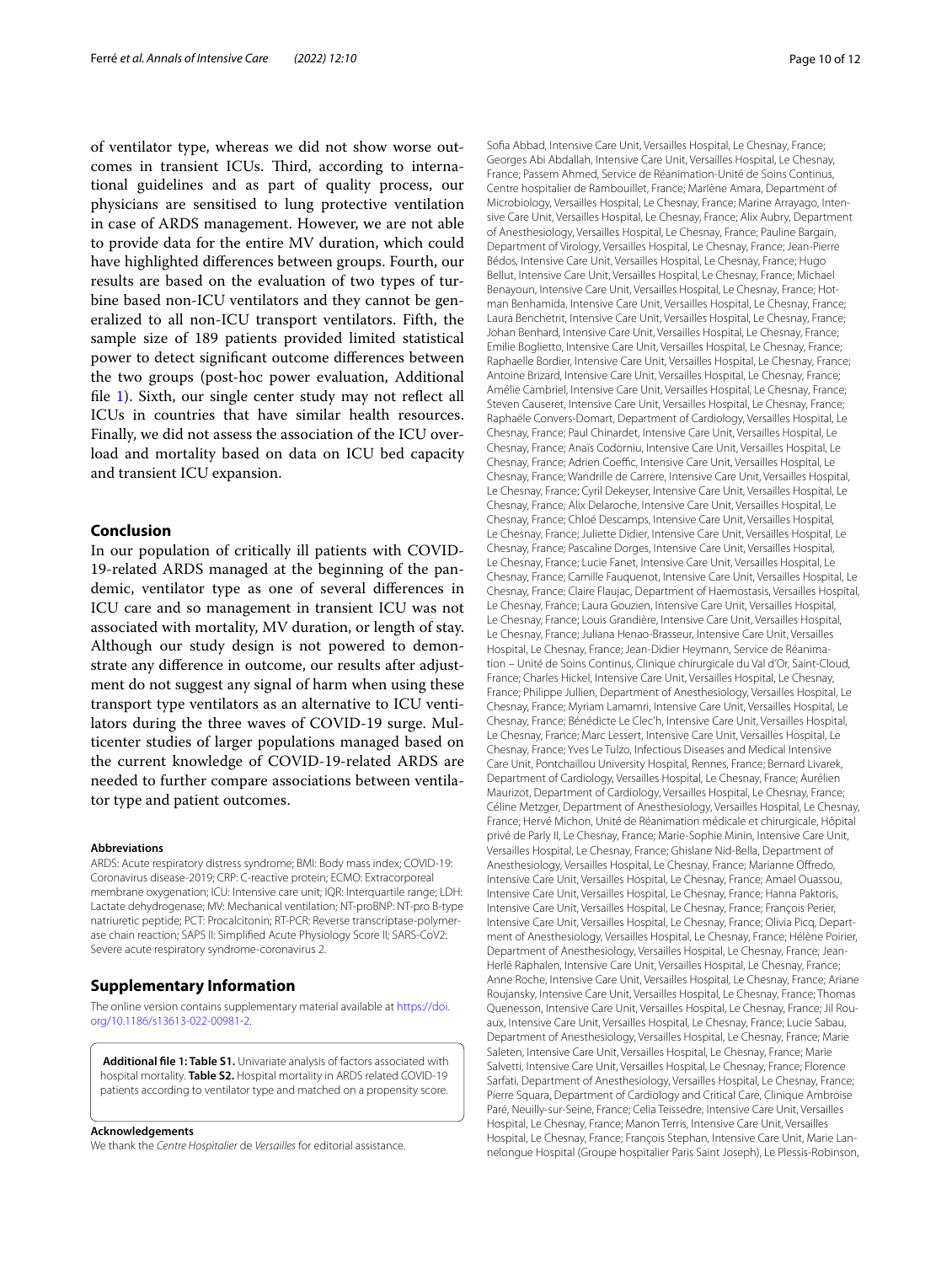of ventilator type, whereas we did not show worse outcomes in transient ICUs. Third, according to international guidelines and as part of quality process, our physicians are sensitised to lung protective ventilation in case of ARDS management. However, we are not able to provide data for the entire MV duration, which could have highlighted differences between groups. Fourth, our results are based on the evaluation of two types of turbine based non-ICU ventilators and they cannot be generalized to all non-ICU transport ventilators. Fifth, the sample size of 189 patients provided limited statistical power to detect significant outcome differences between the two groups (post-hoc power evaluation, Additional file 1). Sixth, our single center study may not reflect all ICUs in countries that have similar health resources. Finally, we did not assess the association of the ICU overload and mortality based on data on ICU bed capacity and transient ICU expansion.

## Conclusion

In our population of critically ill patients with COVID-19-related ARDS managed at the beginning of the pandemic, ventilator type as one of several differences in ICU care and so management in transient ICU was not associated with mortality, MV duration, or length of stay. Although our study design is not powered to demonstrate any difference in outcome, our results after adjustment do not suggest any signal of harm when using these transport type ventilators as an alternative to ICU ventilators during the three waves of COVID-19 surge. Multicenter studies of larger populations managed based on the current knowledge of COVID-19-related ARDS are needed to further compare associations between ventilator type and patient outcomes.

#### Abbreviations

ARDS: Acute respiratory distress syndrome; BMI: Body mass index; COVID-19: Coronavirus disease-2019; CRP: C-reactive protein; ECMO: Extracorporeal membrane oxygenation; ICU: Intensive care unit; IQR: Interquartile range; LDH: Lactate dehydrogenase; MV: Mechanical ventilation; NT-proBNP: NT-pro B-type natriuretic peptide; PCT: Procalcitonin; RT-PCR: Reverse transcriptase-polymerase chain reaction; SAPS II: Simplified Acute Physiology Score II; SARS-CoV2: Severe acute respiratory syndrome-coronavirus 2.

## Supplementary Information

The online version contains supplementary material available at https://doi.org/10.1186/s13613-022-00981-2.

**Additional file 1: Table S1.** Univariate analysis of factors associated with hospital mortality. **Table S2.** Hospital mortality in ARDS related COVID-19 patients according to ventilator type and matched on a propensity score.

#### Acknowledgements

We thank the *Centre Hospitalier de Versailles* for editorial assistance.

Sofia Abbad, Intensive Care Unit, Versailles Hospital, Le Chesnay, France; Georges Abi Abdallah, Intensive Care Unit, Versailles Hospital, Le Chesnay, France; Passem Ahmed, Service de Réanimation-Unité de Soins Continus, Centre hospitalier de Rambouillet, France; Marlène Amara, Department of Microbiology, Versailles Hospital, Le Chesnay, France; Marine Arrayago, Intensive Care Unit, Versailles Hospital, Le Chesnay, France; Alix Aubry, Department of Anesthesiology, Versailles Hospital, Le Chesnay, France; Pauline Bargain, Department of Virology, Versailles Hospital, Le Chesnay, France; Jean-Pierre Bédos, Intensive Care Unit, Versailles Hospital, Le Chesnay, France; Hugo Bellut, Intensive Care Unit, Versailles Hospital, Le Chesnay, France; Michael Benayoun, Intensive Care Unit, Versailles Hospital, Le Chesnay, France; Hotman Benhamida, Intensive Care Unit, Versailles Hospital, Le Chesnay, France; Laura Benchetrit, Intensive Care Unit, Versailles Hospital, Le Chesnay, France; Johan Benhard, Intensive Care Unit, Versailles Hospital, Le Chesnay, France; Emilie Boglietto, Intensive Care Unit, Versailles Hospital, Le Chesnay, France; Raphaelle Bordier, Intensive Care Unit, Versailles Hospital, Le Chesnay, France; Antoine Brizard, Intensive Care Unit, Versailles Hospital, Le Chesnay, France; Amélie Cambriel, Intensive Care Unit, Versailles Hospital, Le Chesnay, France; Steven Causeret, Intensive Care Unit, Versailles Hospital, Le Chesnay, France; Raphaële Convers-Domart, Department of Cardiology, Versailles Hospital, Le Chesnay, France; Paul Chinardet, Intensive Care Unit, Versailles Hospital, Le Chesnay, France; Anaïs Codorniu, Intensive Care Unit, Versailles Hospital, Le Chesnay, France; Adrien Coeffic, Intensive Care Unit, Versailles Hospital, Le Chesnay, France; Wandrille de Carrere, Intensive Care Unit, Versailles Hospital, Le Chesnay, France; Cyril Dekeyser, Intensive Care Unit, Versailles Hospital, Le Chesnay, France; Alix Delaroche, Intensive Care Unit, Versailles Hospital, Le Chesnay, France; Chloé Descamps, Intensive Care Unit, Versailles Hospital, Le Chesnay, France; Juliette Didier, Intensive Care Unit, Versailles Hospital, Le Chesnay, France; Pascaline Dorges, Intensive Care Unit, Versailles Hospital, Le Chesnay, France; Lucie Fanet, Intensive Care Unit, Versailles Hospital, Le Chesnay, France; Camille Fauquenot, Intensive Care Unit, Versailles Hospital, Le Chesnay, France; Claire Flaujac, Department of Haemostasis, Versailles Hospital, Le Chesnay, France; Laura Gouzien, Intensive Care Unit, Versailles Hospital, Le Chesnay, France; Louis Grandière, Intensive Care Unit, Versailles Hospital, Le Chesnay, France; Juliana Henao-Brasseur, Intensive Care Unit, Versailles Hospital, Le Chesnay, France; Jean-Didier Heymann, Service de Réanimation – Unité de Soins Continus, Clinique chirurgicale du Val d'Or, Saint-Cloud, France; Charles Hickel, Intensive Care Unit, Versailles Hospital, Le Chesnay, France; Philippe Jullien, Department of Anesthesiology, Versailles Hospital, Le Chesnay, France; Myriam Lamamri, Intensive Care Unit, Versailles Hospital, Le Chesnay, France; Bénédicte Le Clec'h, Intensive Care Unit, Versailles Hospital, Le Chesnay, France; Marc Lessert, Intensive Care Unit, Versailles Hospital, Le Chesnay, France; Yves Le Tulzo, Infectious Diseases and Medical Intensive Care Unit, Pontchaillou University Hospital, Rennes, France; Bernard Livarek, Department of Cardiology, Versailles Hospital, Le Chesnay, France; Aurélien Maurizot, Department of Cardiology, Versailles Hospital, Le Chesnay, France; Céline Metzger, Department of Anesthesiology, Versailles Hospital, Le Chesnay, France; Hervé Michon, Unité de Réanimation médicale et chirurgicale, Hôpital privé de Parly II, Le Chesnay, France; Marie-Sophie Minin, Intensive Care Unit, Versailles Hospital, Le Chesnay, France; Ghislane Nid-Bella, Department of Anesthesiology, Versailles Hospital, Le Chesnay, France; Marianne Offredo, Intensive Care Unit, Versailles Hospital, Le Chesnay, France; Amael Ouassou, Intensive Care Unit, Versailles Hospital, Le Chesnay, France; Hanna Paktoris, Intensive Care Unit, Versailles Hospital, Le Chesnay, France; François Perier, Intensive Care Unit, Versailles Hospital, Le Chesnay, France; Olivia Picq, Department of Anesthesiology, Versailles Hospital, Le Chesnay, France; Hélène Poirier, Department of Anesthesiology, Versailles Hospital, Le Chesnay, France; Jean-Herlé Raphalen, Intensive Care Unit, Versailles Hospital, Le Chesnay, France; Anne Roche, Intensive Care Unit, Versailles Hospital, Le Chesnay, France; Ariane Roujansky, Intensive Care Unit, Versailles Hospital, Le Chesnay, France; Thomas Quenesson, Intensive Care Unit, Versailles Hospital, Le Chesnay, France; Jil Rouaux, Intensive Care Unit, Versailles Hospital, Le Chesnay, France; Lucie Sabau, Department of Anesthesiology, Versailles Hospital, Le Chesnay, France; Marie Saleten, Intensive Care Unit, Versailles Hospital, Le Chesnay, France; Marie Salvetti, Intensive Care Unit, Versailles Hospital, Le Chesnay, France; Florence Sarfati, Department of Anesthesiology, Versailles Hospital, Le Chesnay, France; Pierre Squara, Department of Cardiology and Critical Care, Clinique Ambroise Paré, Neuilly-sur-Seine, France; Celia Teissedre, Intensive Care Unit, Versailles Hospital, Le Chesnay, France; Manon Terris, Intensive Care Unit, Versailles Hospital, Le Chesnay, France; François Stephan, Intensive Care Unit, Marie Lannelongue Hospital (Groupe hospitalier Paris Saint Joseph), Le Plessis-Robinson,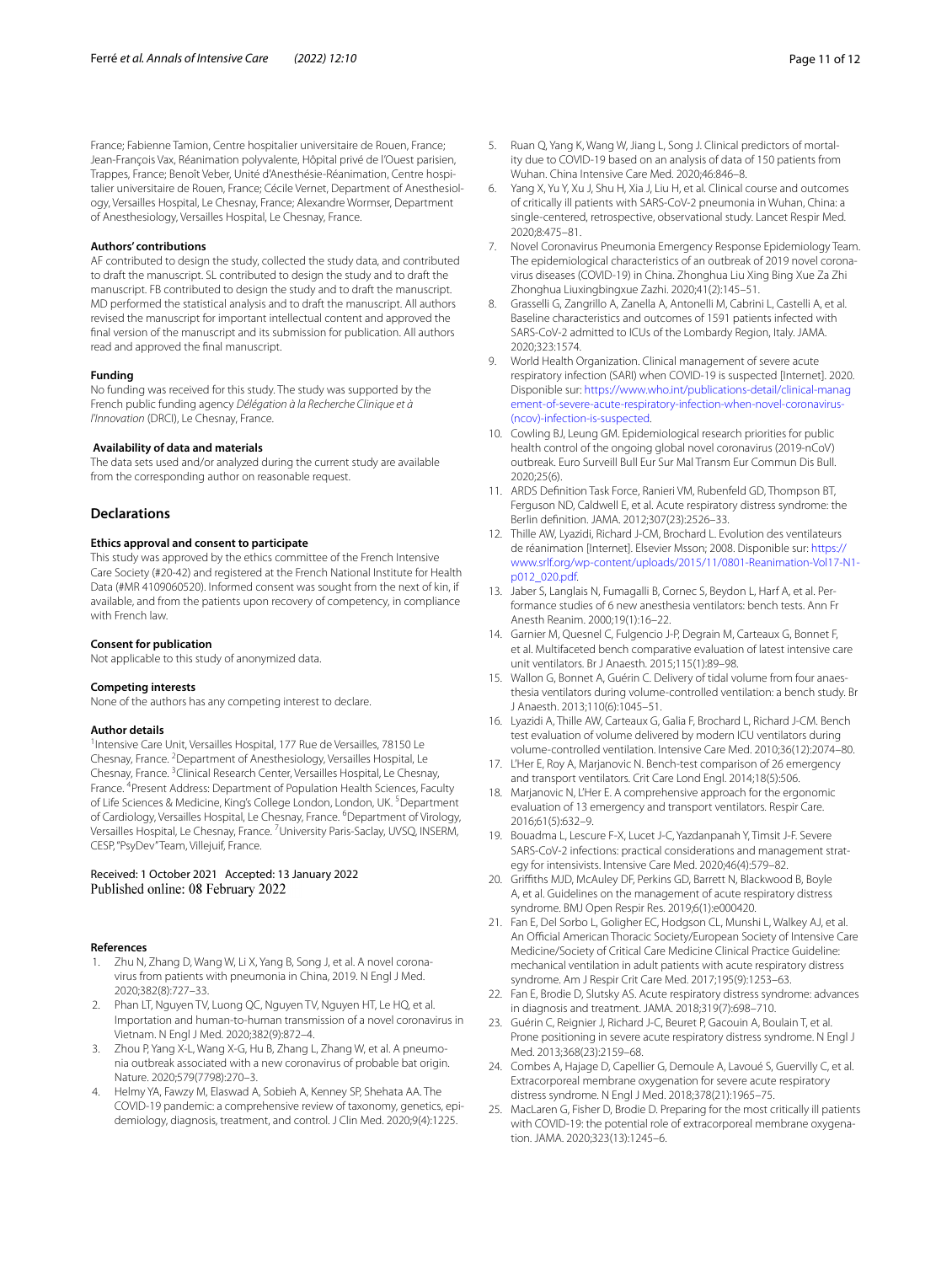France; Fabienne Tamion, Centre hospitalier universitaire de Rouen, France; Jean-François Vax, Réanimation polyvalente, Hôpital privé de l'Ouest parisien, Trappes, France; Benoît Veber, Unité d'Anesthésie-Réanimation, Centre hospitalier universitaire de Rouen, France; Cécile Vernet, Department of Anesthesiology, Versailles Hospital, Le Chesnay, France; Alexandre Wormser, Department of Anesthesiology, Versailles Hospital, Le Chesnay, France.

#### Authors' contributions

AF contributed to design the study, collected the study data, and contributed to draft the manuscript. SL contributed to design the study and to draft the manuscript. FB contributed to design the study and to draft the manuscript. MD performed the statistical analysis and to draft the manuscript. All authors revised the manuscript for important intellectual content and approved the final version of the manuscript and its submission for publication. All authors read and approved the final manuscript.

#### Funding

No funding was received for this study. The study was supported by the French public funding agency *Délégation à la Recherche Clinique et à l'Innovation* (DRCI), Le Chesnay, France.

#### Availability of data and materials

The data sets used and/or analyzed during the current study are available from the corresponding author on reasonable request.

## Declarations

#### Ethics approval and consent to participate

This study was approved by the ethics committee of the French Intensive Care Society (#20-42) and registered at the French National Institute for Health Data (#MR 4109060520). Informed consent was sought from the next of kin, if available, and from the patients upon recovery of competency, in compliance with French law.

#### Consent for publication

Not applicable to this study of anonymized data.

#### Competing interests

None of the authors has any competing interest to declare.

#### Author details

[1]Intensive Care Unit, Versailles Hospital, 177 Rue de Versailles, 78150 Le Chesnay, France. [2]Department of Anesthesiology, Versailles Hospital, Le Chesnay, France. [3]Clinical Research Center, Versailles Hospital, Le Chesnay, France. [4]Present Address: Department of Population Health Sciences, Faculty of Life Sciences & Medicine, King's College London, London, UK. [5]Department of Cardiology, Versailles Hospital, Le Chesnay, France. [6]Department of Virology, Versailles Hospital, Le Chesnay, France. [7]University Paris-Saclay, UVSQ, INSERM, CESP, "PsyDev" Team, Villejuif, France.

Received: 1 October 2021 Accepted: 13 January 2022
Published online: 08 February 2022

#### References

1. Zhu N, Zhang D, Wang W, Li X, Yang B, Song J, et al. A novel coronavirus from patients with pneumonia in China, 2019. N Engl J Med. 2020;382(8):727–33.
2. Phan LT, Nguyen TV, Luong QC, Nguyen TV, Nguyen HT, Le HQ, et al. Importation and human-to-human transmission of a novel coronavirus in Vietnam. N Engl J Med. 2020;382(9):872–4.
3. Zhou P, Yang X-L, Wang X-G, Hu B, Zhang L, Zhang W, et al. A pneumonia outbreak associated with a new coronavirus of probable bat origin. Nature. 2020;579(7798):270–3.
4. Helmy YA, Fawzy M, Elaswad A, Sobieh A, Kenney SP, Shehata AA. The COVID-19 pandemic: a comprehensive review of taxonomy, genetics, epidemiology, diagnosis, treatment, and control. J Clin Med. 2020;9(4):1225.
5. Ruan Q, Yang K, Wang W, Jiang L, Song J. Clinical predictors of mortality due to COVID-19 based on an analysis of data of 150 patients from Wuhan. China Intensive Care Med. 2020;46:846–8.
6. Yang X, Yu Y, Xu J, Shu H, Xia J, Liu H, et al. Clinical course and outcomes of critically ill patients with SARS-CoV-2 pneumonia in Wuhan, China: a single-centered, retrospective, observational study. Lancet Respir Med. 2020;8:475–81.
7. Novel Coronavirus Pneumonia Emergency Response Epidemiology Team. The epidemiological characteristics of an outbreak of 2019 novel coronavirus diseases (COVID-19) in China. Zhonghua Liu Xing Bing Xue Za Zhi Zhonghua Liuxingbingxue Zazhi. 2020;41(2):145–51.
8. Grasselli G, Zangrillo A, Zanella A, Antonelli M, Cabrini L, Castelli A, et al. Baseline characteristics and outcomes of 1591 patients infected with SARS-CoV-2 admitted to ICUs of the Lombardy Region, Italy. JAMA. 2020;323:1574.
9. World Health Organization. Clinical management of severe acute respiratory infection (SARI) when COVID-19 is suspected [Internet]. 2020. Disponible sur: https://www.who.int/publications-detail/clinical-management-of-severe-acute-respiratory-infection-when-novel-coronavirus-(ncov)-infection-is-suspected.
10. Cowling BJ, Leung GM. Epidemiological research priorities for public health control of the ongoing global novel coronavirus (2019-nCoV) outbreak. Euro Surveill Bull Eur Sur Mal Transm Eur Commun Dis Bull. 2020;25(6).
11. ARDS Definition Task Force, Ranieri VM, Rubenfeld GD, Thompson BT, Ferguson ND, Caldwell E, et al. Acute respiratory distress syndrome: the Berlin definition. JAMA. 2012;307(23):2526–33.
12. Thille AW, Lyazidi, Richard J-CM, Brochard L. Evolution des ventilateurs de réanimation [Internet]. Elsevier Msson; 2008. Disponible sur: https://www.srlf.org/wp-content/uploads/2015/11/0801-Reanimation-Vol17-N1-p012_020.pdf.
13. Jaber S, Langlais N, Fumagalli B, Cornec S, Beydon L, Harf A, et al. Performance studies of 6 new anesthesia ventilators: bench tests. Ann Fr Anesth Reanim. 2000;19(1):16–22.
14. Garnier M, Quesnel C, Fulgencio J-P, Degrain M, Carteaux G, Bonnet F, et al. Multifaceted bench comparative evaluation of latest intensive care unit ventilators. Br J Anaesth. 2015;115(1):89–98.
15. Wallon G, Bonnet A, Guérin C. Delivery of tidal volume from four anaesthesia ventilators during volume-controlled ventilation: a bench study. Br J Anaesth. 2013;110(6):1045–51.
16. Lyazidi A, Thille AW, Carteaux G, Galia F, Brochard L, Richard J-CM. Bench test evaluation of volume delivered by modern ICU ventilators during volume-controlled ventilation. Intensive Care Med. 2010;36(12):2074–80.
17. L'Her E, Roy A, Marjanovic N. Bench-test comparison of 26 emergency and transport ventilators. Crit Care Lond Engl. 2014;18(5):506.
18. Marjanovic N, L'Her E. A comprehensive approach for the ergonomic evaluation of 13 emergency and transport ventilators. Respir Care. 2016;61(5):632–9.
19. Bouadma L, Lescure F-X, Lucet J-C, Yazdanpanah Y, Timsit J-F. Severe SARS-CoV-2 infections: practical considerations and management strategy for intensivists. Intensive Care Med. 2020;46(4):579–82.
20. Griffiths MJD, McAuley DF, Perkins GD, Barrett N, Blackwood B, Boyle A, et al. Guidelines on the management of acute respiratory distress syndrome. BMJ Open Respir Res. 2019;6(1):e000420.
21. Fan E, Del Sorbo L, Goligher EC, Hodgson CL, Munshi L, Walkey AJ, et al. An Official American Thoracic Society/European Society of Intensive Care Medicine/Society of Critical Care Medicine Clinical Practice Guideline: mechanical ventilation in adult patients with acute respiratory distress syndrome. Am J Respir Crit Care Med. 2017;195(9):1253–63.
22. Fan E, Brodie D, Slutsky AS. Acute respiratory distress syndrome: advances in diagnosis and treatment. JAMA. 2018;319(7):698–710.
23. Guérin C, Reignier J, Richard J-C, Beuret P, Gacouin A, Boulain T, et al. Prone positioning in severe acute respiratory distress syndrome. N Engl J Med. 2013;368(23):2159–68.
24. Combes A, Hajage D, Capellier G, Demoule A, Lavoué S, Guervilly C, et al. Extracorporeal membrane oxygenation for severe acute respiratory distress syndrome. N Engl J Med. 2018;378(21):1965–75.
25. MacLaren G, Fisher D, Brodie D. Preparing for the most critically ill patients with COVID-19: the potential role of extracorporeal membrane oxygenation. JAMA. 2020;323(13):1245–6.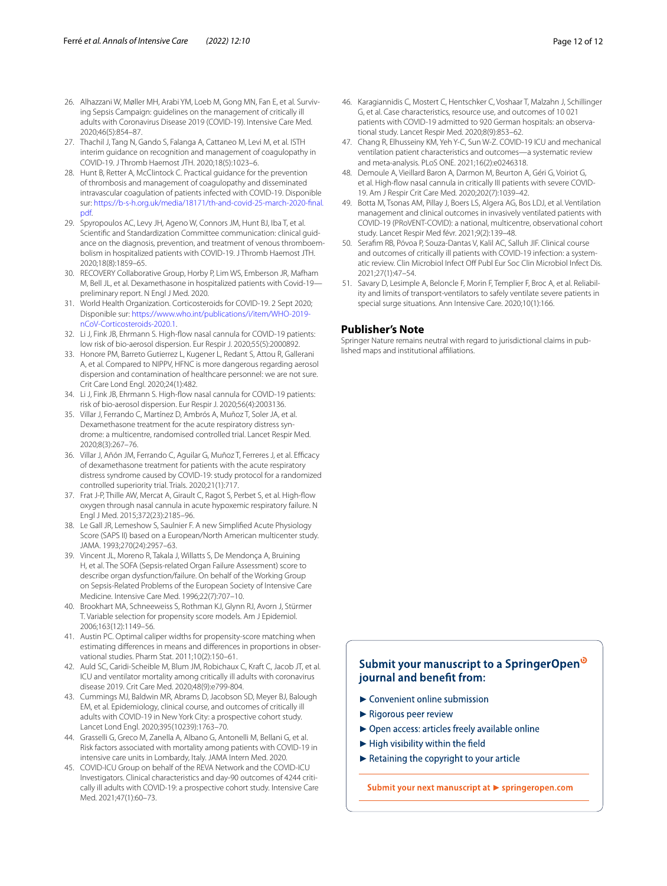26. Alhazzani W, Møller MH, Arabi YM, Loeb M, Gong MN, Fan E, et al. Surviving Sepsis Campaign: guidelines on the management of critically ill adults with Coronavirus Disease 2019 (COVID-19). Intensive Care Med. 2020;46(5):854–87.
27. Thachil J, Tang N, Gando S, Falanga A, Cattaneo M, Levi M, et al. ISTH interim guidance on recognition and management of coagulopathy in COVID-19. J Thromb Haemost JTH. 2020;18(5):1023–6.
28. Hunt B, Retter A, McClintock C. Practical guidance for the prevention of thrombosis and management of coagulopathy and disseminated intravascular coagulation of patients infected with COVID-19. Disponible sur: https://b-s-h.org.uk/media/18171/th-and-covid-25-march-2020-final.pdf.
29. Spyropoulos AC, Levy JH, Ageno W, Connors JM, Hunt BJ, Iba T, et al. Scientific and Standardization Committee communication: clinical guidance on the diagnosis, prevention, and treatment of venous thromboembolism in hospitalized patients with COVID-19. J Thromb Haemost JTH. 2020;18(8):1859–65.
30. RECOVERY Collaborative Group, Horby P, Lim WS, Emberson JR, Mafham M, Bell JL, et al. Dexamethasone in hospitalized patients with Covid-19—preliminary report. N Engl J Med. 2020.
31. World Health Organization. Corticosteroids for COVID-19. 2 Sept 2020; Disponible sur: https://www.who.int/publications/i/item/WHO-2019-nCoV-Corticosteroids-2020.1.
32. Li J, Fink JB, Ehrmann S. High-flow nasal cannula for COVID-19 patients: low risk of bio-aerosol dispersion. Eur Respir J. 2020;55(5):2000892.
33. Honore PM, Barreto Gutierrez L, Kugener L, Redant S, Attou R, Gallerani A, et al. Compared to NIPPV, HFNC is more dangerous regarding aerosol dispersion and contamination of healthcare personnel: we are not sure. Crit Care Lond Engl. 2020;24(1):482.
34. Li J, Fink JB, Ehrmann S. High-flow nasal cannula for COVID-19 patients: risk of bio-aerosol dispersion. Eur Respir J. 2020;56(4):2003136.
35. Villar J, Ferrando C, Martínez D, Ambrós A, Muñoz T, Soler JA, et al. Dexamethasone treatment for the acute respiratory distress syndrome: a multicentre, randomised controlled trial. Lancet Respir Med. 2020;8(3):267–76.
36. Villar J, Añón JM, Ferrando C, Aguilar G, Muñoz T, Ferreres J, et al. Efficacy of dexamethasone treatment for patients with the acute respiratory distress syndrome caused by COVID-19: study protocol for a randomized controlled superiority trial. Trials. 2020;21(1):717.
37. Frat J-P, Thille AW, Mercat A, Girault C, Ragot S, Perbet S, et al. High-flow oxygen through nasal cannula in acute hypoxemic respiratory failure. N Engl J Med. 2015;372(23):2185–96.
38. Le Gall JR, Lemeshow S, Saulnier F. A new Simplified Acute Physiology Score (SAPS II) based on a European/North American multicenter study. JAMA. 1993;270(24):2957–63.
39. Vincent JL, Moreno R, Takala J, Willatts S, De Mendonça A, Bruining H, et al. The SOFA (Sepsis-related Organ Failure Assessment) score to describe organ dysfunction/failure. On behalf of the Working Group on Sepsis-Related Problems of the European Society of Intensive Care Medicine. Intensive Care Med. 1996;22(7):707–10.
40. Brookhart MA, Schneeweiss S, Rothman KJ, Glynn RJ, Avorn J, Stürmer T. Variable selection for propensity score models. Am J Epidemiol. 2006;163(12):1149–56.
41. Austin PC. Optimal caliper widths for propensity-score matching when estimating differences in means and differences in proportions in observational studies. Pharm Stat. 2011;10(2):150–61.
42. Auld SC, Caridi-Scheible M, Blum JM, Robichaux C, Kraft C, Jacob JT, et al. ICU and ventilator mortality among critically ill adults with coronavirus disease 2019. Crit Care Med. 2020;48(9):e799-804.
43. Cummings MJ, Baldwin MR, Abrams D, Jacobson SD, Meyer BJ, Balough EM, et al. Epidemiology, clinical course, and outcomes of critically ill adults with COVID-19 in New York City: a prospective cohort study. Lancet Lond Engl. 2020;395(10239):1763–70.
44. Grasselli G, Greco M, Zanella A, Albano G, Antonelli M, Bellani G, et al. Risk factors associated with mortality among patients with COVID-19 in intensive care units in Lombardy, Italy. JAMA Intern Med. 2020.
45. COVID-ICU Group on behalf of the REVA Network and the COVID-ICU Investigators. Clinical characteristics and day-90 outcomes of 4244 critically ill adults with COVID-19: a prospective cohort study. Intensive Care Med. 2021;47(1):60–73.
46. Karagiannidis C, Mostert C, Hentschker C, Voshaar T, Malzahn J, Schillinger G, et al. Case characteristics, resource use, and outcomes of 10 021 patients with COVID-19 admitted to 920 German hospitals: an observational study. Lancet Respir Med. 2020;8(9):853–62.
47. Chang R, Elhusseiny KM, Yeh Y-C, Sun W-Z. COVID-19 ICU and mechanical ventilation patient characteristics and outcomes—a systematic review and meta-analysis. PLoS ONE. 2021;16(2):e0246318.
48. Demoule A, Vieillard Baron A, Darmon M, Beurton A, Géri G, Voiriot G, et al. High-flow nasal cannula in critically Ill patients with severe COVID-19. Am J Respir Crit Care Med. 2020;202(7):1039–42.
49. Botta M, Tsonas AM, Pillay J, Boers LS, Algera AG, Bos LDJ, et al. Ventilation management and clinical outcomes in invasively ventilated patients with COVID-19 (PRoVENT-COVID): a national, multicentre, observational cohort study. Lancet Respir Med févr. 2021;9(2):139–48.
50. Serafim RB, Póvoa P, Souza-Dantas V, Kalil AC, Salluh JIF. Clinical course and outcomes of critically ill patients with COVID-19 infection: a systematic review. Clin Microbiol Infect Off Publ Eur Soc Clin Microbiol Infect Dis. 2021;27(1):47–54.
51. Savary D, Lesimple A, Beloncle F, Morin F, Templier F, Broc A, et al. Reliability and limits of transport-ventilators to safely ventilate severe patients in special surge situations. Ann Intensive Care. 2020;10(1):166.

## Publisher's Note

Springer Nature remains neutral with regard to jurisdictional claims in published maps and institutional affiliations.

**Submit your manuscript to a SpringerOpen journal and benefit from:**

- Convenient online submission
- Rigorous peer review
- Open access: articles freely available online
- High visibility within the field
- Retaining the copyright to your article

**Submit your next manuscript at ▶ springeropen.com**